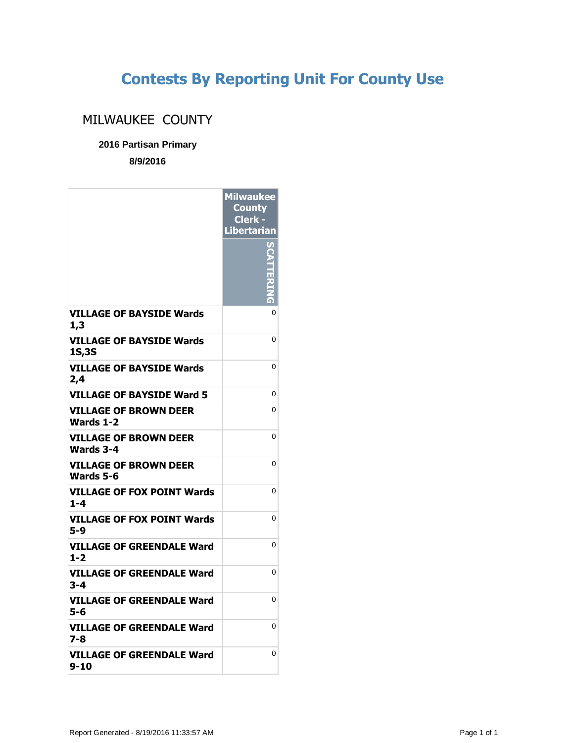# Contests By Reporting Unit For County Use

## MILWAUKEE COUNTY

**2016 Partisan Primary**

**8/9/2016**

| | Milwaukee County Clerk - Libertarian |
|---|---|
| | SCATTERING |
| **VILLAGE OF BAYSIDE Wards 1,3** | 0 |
| **VILLAGE OF BAYSIDE Wards 1S,3S** | 0 |
| **VILLAGE OF BAYSIDE Wards 2,4** | 0 |
| **VILLAGE OF BAYSIDE Ward 5** | 0 |
| **VILLAGE OF BROWN DEER Wards 1-2** | 0 |
| **VILLAGE OF BROWN DEER Wards 3-4** | 0 |
| **VILLAGE OF BROWN DEER Wards 5-6** | 0 |
| **VILLAGE OF FOX POINT Wards 1-4** | 0 |
| **VILLAGE OF FOX POINT Wards 5-9** | 0 |
| **VILLAGE OF GREENDALE Ward 1-2** | 0 |
| **VILLAGE OF GREENDALE Ward 3-4** | 0 |
| **VILLAGE OF GREENDALE Ward 5-6** | 0 |
| **VILLAGE OF GREENDALE Ward 7-8** | 0 |
| **VILLAGE OF GREENDALE Ward 9-10** | 0 |

Report Generated - 8/19/2016 11:33:57 AM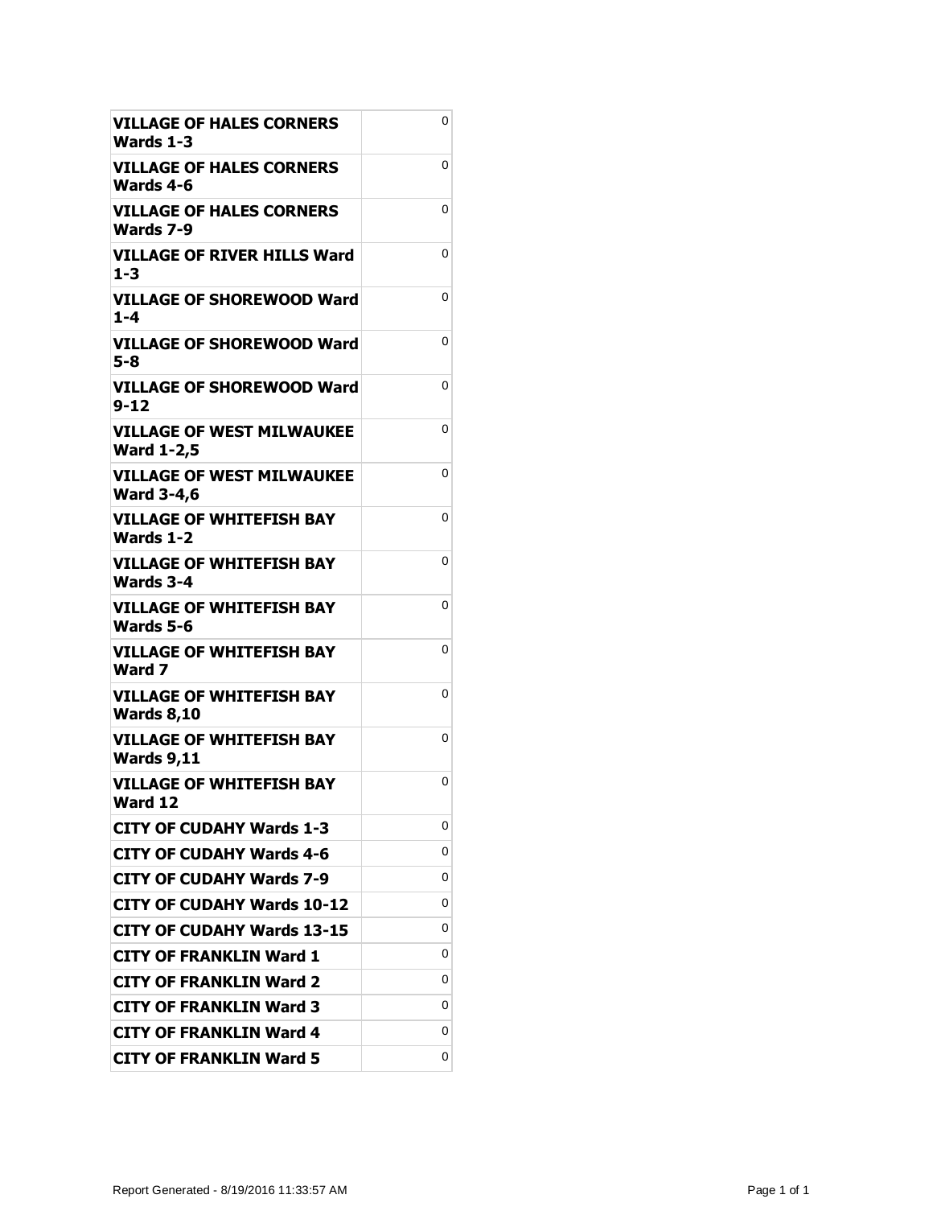| | |
|---|---|
| **VILLAGE OF HALES CORNERS Wards 1-3** | 0 |
| **VILLAGE OF HALES CORNERS Wards 4-6** | 0 |
| **VILLAGE OF HALES CORNERS Wards 7-9** | 0 |
| **VILLAGE OF RIVER HILLS Ward 1-3** | 0 |
| **VILLAGE OF SHOREWOOD Ward 1-4** | 0 |
| **VILLAGE OF SHOREWOOD Ward 5-8** | 0 |
| **VILLAGE OF SHOREWOOD Ward 9-12** | 0 |
| **VILLAGE OF WEST MILWAUKEE Ward 1-2,5** | 0 |
| **VILLAGE OF WEST MILWAUKEE Ward 3-4,6** | 0 |
| **VILLAGE OF WHITEFISH BAY Wards 1-2** | 0 |
| **VILLAGE OF WHITEFISH BAY Wards 3-4** | 0 |
| **VILLAGE OF WHITEFISH BAY Wards 5-6** | 0 |
| **VILLAGE OF WHITEFISH BAY Ward 7** | 0 |
| **VILLAGE OF WHITEFISH BAY Wards 8,10** | 0 |
| **VILLAGE OF WHITEFISH BAY Wards 9,11** | 0 |
| **VILLAGE OF WHITEFISH BAY Ward 12** | 0 |
| **CITY OF CUDAHY Wards 1-3** | 0 |
| **CITY OF CUDAHY Wards 4-6** | 0 |
| **CITY OF CUDAHY Wards 7-9** | 0 |
| **CITY OF CUDAHY Wards 10-12** | 0 |
| **CITY OF CUDAHY Wards 13-15** | 0 |
| **CITY OF FRANKLIN Ward 1** | 0 |
| **CITY OF FRANKLIN Ward 2** | 0 |
| **CITY OF FRANKLIN Ward 3** | 0 |
| **CITY OF FRANKLIN Ward 4** | 0 |
| **CITY OF FRANKLIN Ward 5** | 0 |

Report Generated - 8/19/2016 11:33:57 AM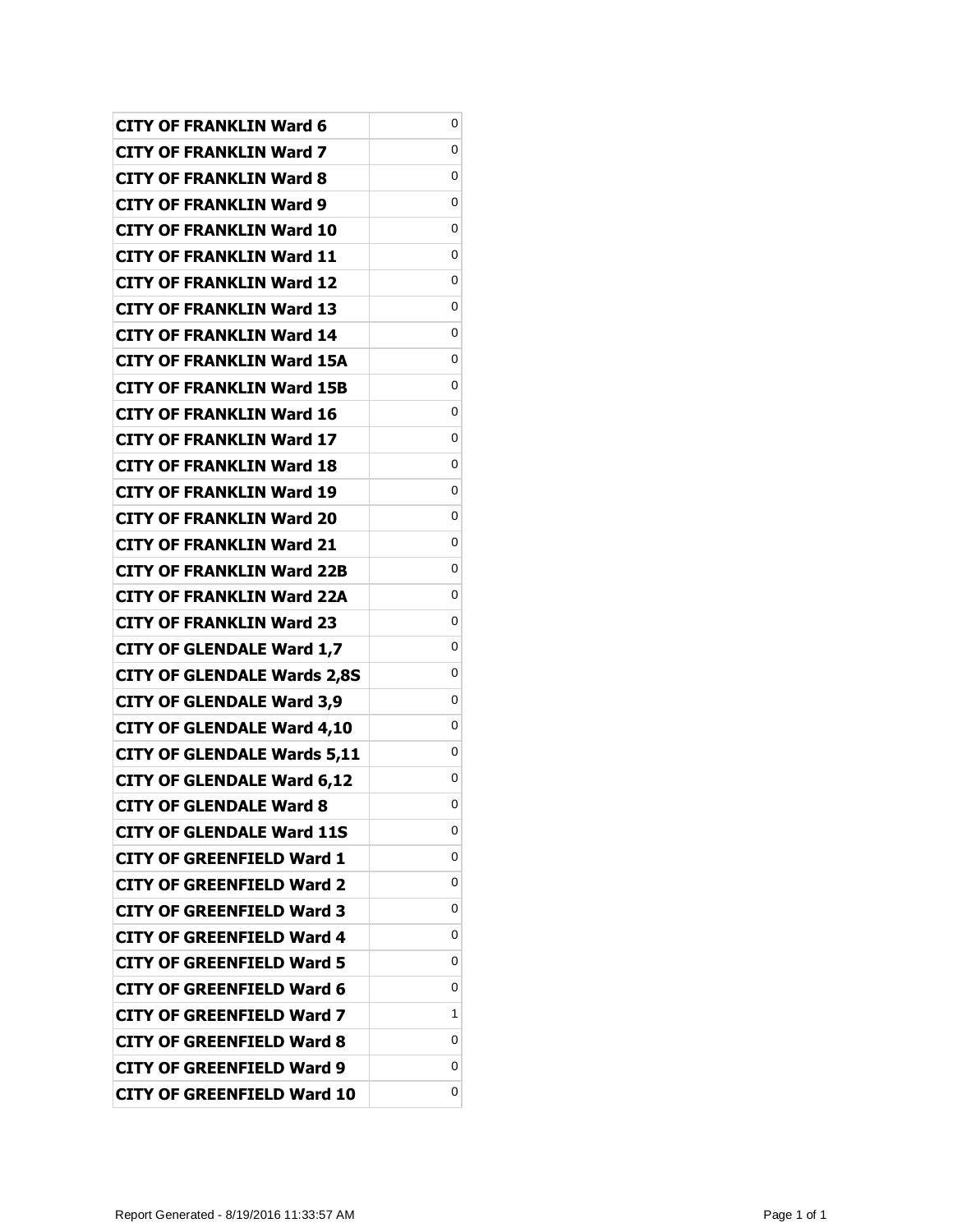| | |
|---|---|
| **CITY OF FRANKLIN Ward 6** | 0 |
| **CITY OF FRANKLIN Ward 7** | 0 |
| **CITY OF FRANKLIN Ward 8** | 0 |
| **CITY OF FRANKLIN Ward 9** | 0 |
| **CITY OF FRANKLIN Ward 10** | 0 |
| **CITY OF FRANKLIN Ward 11** | 0 |
| **CITY OF FRANKLIN Ward 12** | 0 |
| **CITY OF FRANKLIN Ward 13** | 0 |
| **CITY OF FRANKLIN Ward 14** | 0 |
| **CITY OF FRANKLIN Ward 15A** | 0 |
| **CITY OF FRANKLIN Ward 15B** | 0 |
| **CITY OF FRANKLIN Ward 16** | 0 |
| **CITY OF FRANKLIN Ward 17** | 0 |
| **CITY OF FRANKLIN Ward 18** | 0 |
| **CITY OF FRANKLIN Ward 19** | 0 |
| **CITY OF FRANKLIN Ward 20** | 0 |
| **CITY OF FRANKLIN Ward 21** | 0 |
| **CITY OF FRANKLIN Ward 22B** | 0 |
| **CITY OF FRANKLIN Ward 22A** | 0 |
| **CITY OF FRANKLIN Ward 23** | 0 |
| **CITY OF GLENDALE Ward 1,7** | 0 |
| **CITY OF GLENDALE Wards 2,8S** | 0 |
| **CITY OF GLENDALE Ward 3,9** | 0 |
| **CITY OF GLENDALE Ward 4,10** | 0 |
| **CITY OF GLENDALE Wards 5,11** | 0 |
| **CITY OF GLENDALE Ward 6,12** | 0 |
| **CITY OF GLENDALE Ward 8** | 0 |
| **CITY OF GLENDALE Ward 11S** | 0 |
| **CITY OF GREENFIELD Ward 1** | 0 |
| **CITY OF GREENFIELD Ward 2** | 0 |
| **CITY OF GREENFIELD Ward 3** | 0 |
| **CITY OF GREENFIELD Ward 4** | 0 |
| **CITY OF GREENFIELD Ward 5** | 0 |
| **CITY OF GREENFIELD Ward 6** | 0 |
| **CITY OF GREENFIELD Ward 7** | 1 |
| **CITY OF GREENFIELD Ward 8** | 0 |
| **CITY OF GREENFIELD Ward 9** | 0 |
| **CITY OF GREENFIELD Ward 10** | 0 |

Report Generated - 8/19/2016 11:33:57 AM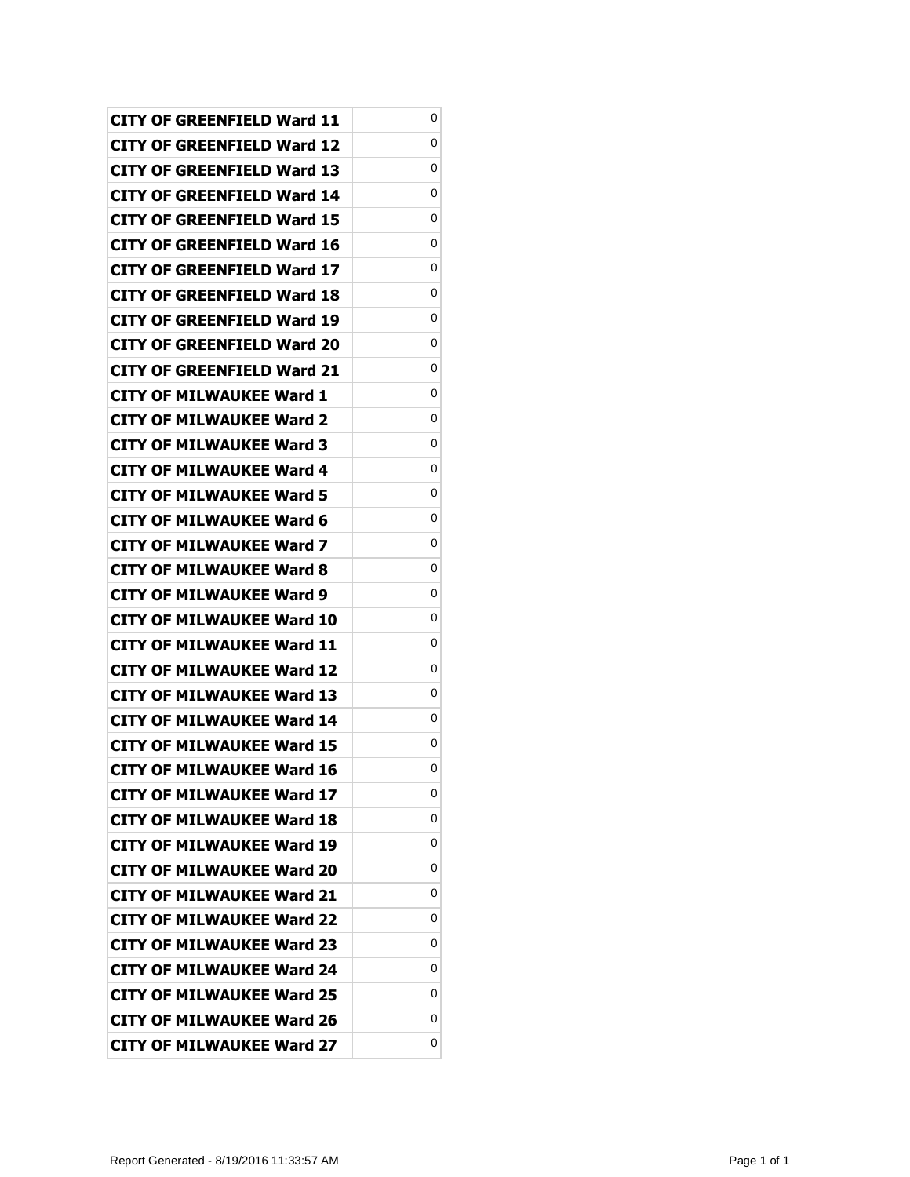| | |
|---|---|
| **CITY OF GREENFIELD Ward 11** | 0 |
| **CITY OF GREENFIELD Ward 12** | 0 |
| **CITY OF GREENFIELD Ward 13** | 0 |
| **CITY OF GREENFIELD Ward 14** | 0 |
| **CITY OF GREENFIELD Ward 15** | 0 |
| **CITY OF GREENFIELD Ward 16** | 0 |
| **CITY OF GREENFIELD Ward 17** | 0 |
| **CITY OF GREENFIELD Ward 18** | 0 |
| **CITY OF GREENFIELD Ward 19** | 0 |
| **CITY OF GREENFIELD Ward 20** | 0 |
| **CITY OF GREENFIELD Ward 21** | 0 |
| **CITY OF MILWAUKEE Ward 1** | 0 |
| **CITY OF MILWAUKEE Ward 2** | 0 |
| **CITY OF MILWAUKEE Ward 3** | 0 |
| **CITY OF MILWAUKEE Ward 4** | 0 |
| **CITY OF MILWAUKEE Ward 5** | 0 |
| **CITY OF MILWAUKEE Ward 6** | 0 |
| **CITY OF MILWAUKEE Ward 7** | 0 |
| **CITY OF MILWAUKEE Ward 8** | 0 |
| **CITY OF MILWAUKEE Ward 9** | 0 |
| **CITY OF MILWAUKEE Ward 10** | 0 |
| **CITY OF MILWAUKEE Ward 11** | 0 |
| **CITY OF MILWAUKEE Ward 12** | 0 |
| **CITY OF MILWAUKEE Ward 13** | 0 |
| **CITY OF MILWAUKEE Ward 14** | 0 |
| **CITY OF MILWAUKEE Ward 15** | 0 |
| **CITY OF MILWAUKEE Ward 16** | 0 |
| **CITY OF MILWAUKEE Ward 17** | 0 |
| **CITY OF MILWAUKEE Ward 18** | 0 |
| **CITY OF MILWAUKEE Ward 19** | 0 |
| **CITY OF MILWAUKEE Ward 20** | 0 |
| **CITY OF MILWAUKEE Ward 21** | 0 |
| **CITY OF MILWAUKEE Ward 22** | 0 |
| **CITY OF MILWAUKEE Ward 23** | 0 |
| **CITY OF MILWAUKEE Ward 24** | 0 |
| **CITY OF MILWAUKEE Ward 25** | 0 |
| **CITY OF MILWAUKEE Ward 26** | 0 |
| **CITY OF MILWAUKEE Ward 27** | 0 |

Report Generated - 8/19/2016 11:33:57 AM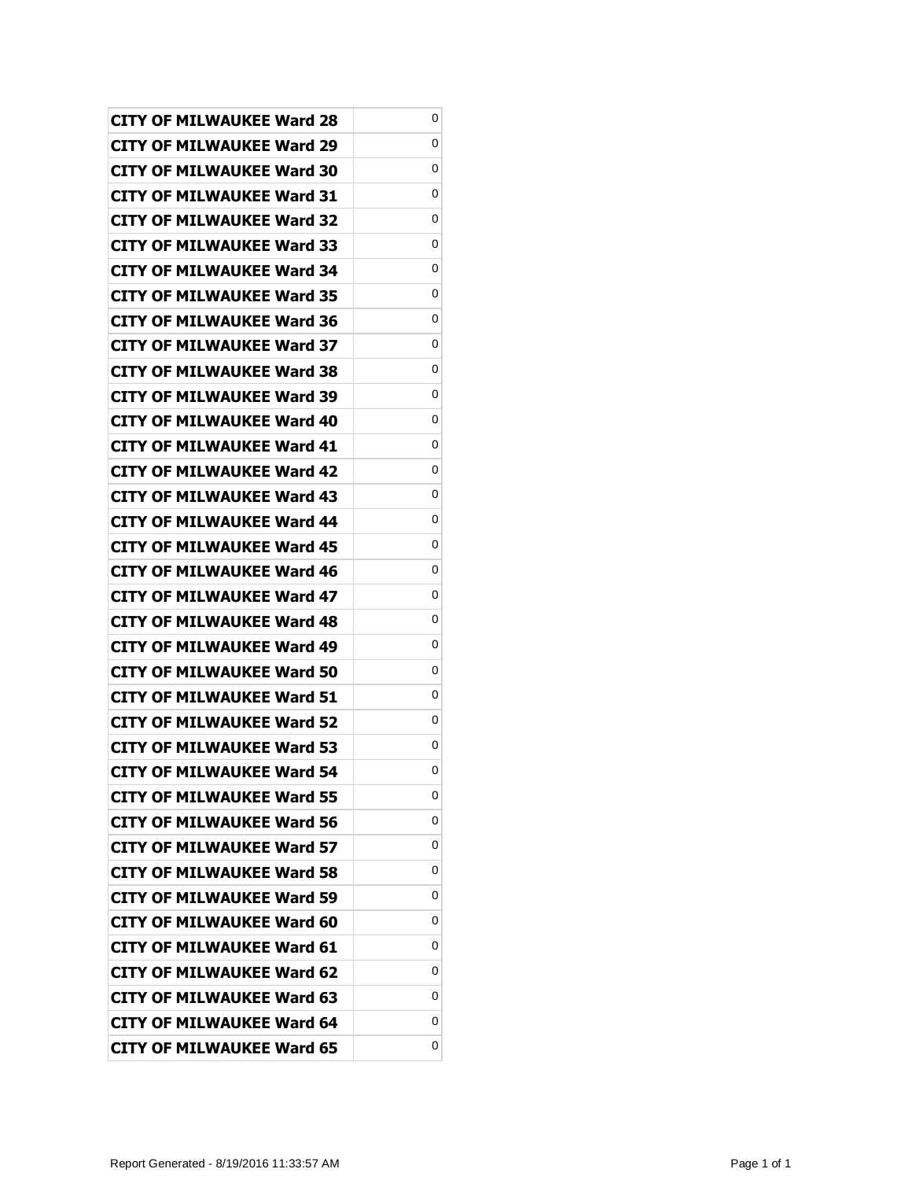| | |
|---|---|
| CITY OF MILWAUKEE Ward 28 | 0 |
| CITY OF MILWAUKEE Ward 29 | 0 |
| CITY OF MILWAUKEE Ward 30 | 0 |
| CITY OF MILWAUKEE Ward 31 | 0 |
| CITY OF MILWAUKEE Ward 32 | 0 |
| CITY OF MILWAUKEE Ward 33 | 0 |
| CITY OF MILWAUKEE Ward 34 | 0 |
| CITY OF MILWAUKEE Ward 35 | 0 |
| CITY OF MILWAUKEE Ward 36 | 0 |
| CITY OF MILWAUKEE Ward 37 | 0 |
| CITY OF MILWAUKEE Ward 38 | 0 |
| CITY OF MILWAUKEE Ward 39 | 0 |
| CITY OF MILWAUKEE Ward 40 | 0 |
| CITY OF MILWAUKEE Ward 41 | 0 |
| CITY OF MILWAUKEE Ward 42 | 0 |
| CITY OF MILWAUKEE Ward 43 | 0 |
| CITY OF MILWAUKEE Ward 44 | 0 |
| CITY OF MILWAUKEE Ward 45 | 0 |
| CITY OF MILWAUKEE Ward 46 | 0 |
| CITY OF MILWAUKEE Ward 47 | 0 |
| CITY OF MILWAUKEE Ward 48 | 0 |
| CITY OF MILWAUKEE Ward 49 | 0 |
| CITY OF MILWAUKEE Ward 50 | 0 |
| CITY OF MILWAUKEE Ward 51 | 0 |
| CITY OF MILWAUKEE Ward 52 | 0 |
| CITY OF MILWAUKEE Ward 53 | 0 |
| CITY OF MILWAUKEE Ward 54 | 0 |
| CITY OF MILWAUKEE Ward 55 | 0 |
| CITY OF MILWAUKEE Ward 56 | 0 |
| CITY OF MILWAUKEE Ward 57 | 0 |
| CITY OF MILWAUKEE Ward 58 | 0 |
| CITY OF MILWAUKEE Ward 59 | 0 |
| CITY OF MILWAUKEE Ward 60 | 0 |
| CITY OF MILWAUKEE Ward 61 | 0 |
| CITY OF MILWAUKEE Ward 62 | 0 |
| CITY OF MILWAUKEE Ward 63 | 0 |
| CITY OF MILWAUKEE Ward 64 | 0 |
| CITY OF MILWAUKEE Ward 65 | 0 |

Report Generated - 8/19/2016 11:33:57 AM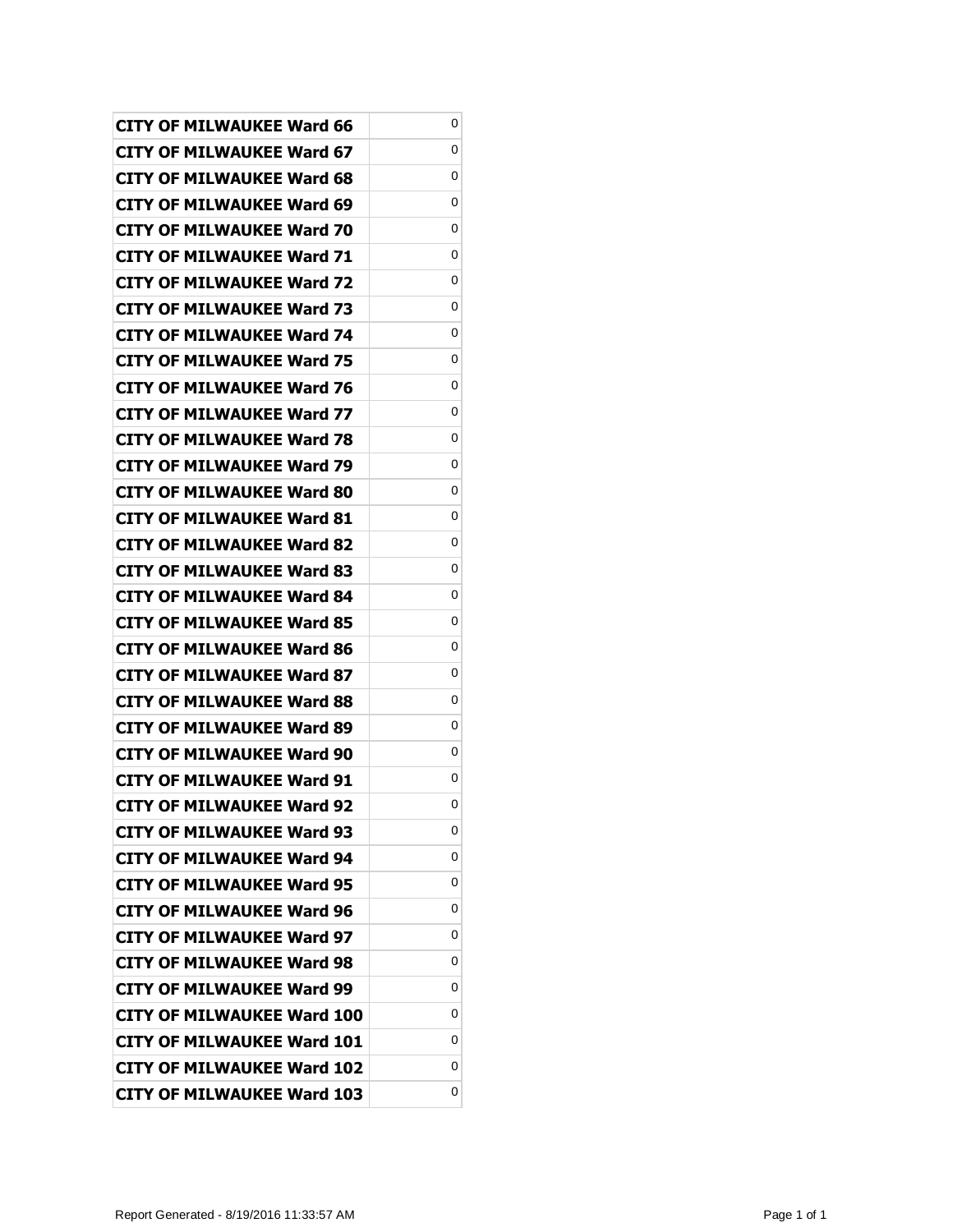| | |
|---|---|
| CITY OF MILWAUKEE Ward 66 | 0 |
| CITY OF MILWAUKEE Ward 67 | 0 |
| CITY OF MILWAUKEE Ward 68 | 0 |
| CITY OF MILWAUKEE Ward 69 | 0 |
| CITY OF MILWAUKEE Ward 70 | 0 |
| CITY OF MILWAUKEE Ward 71 | 0 |
| CITY OF MILWAUKEE Ward 72 | 0 |
| CITY OF MILWAUKEE Ward 73 | 0 |
| CITY OF MILWAUKEE Ward 74 | 0 |
| CITY OF MILWAUKEE Ward 75 | 0 |
| CITY OF MILWAUKEE Ward 76 | 0 |
| CITY OF MILWAUKEE Ward 77 | 0 |
| CITY OF MILWAUKEE Ward 78 | 0 |
| CITY OF MILWAUKEE Ward 79 | 0 |
| CITY OF MILWAUKEE Ward 80 | 0 |
| CITY OF MILWAUKEE Ward 81 | 0 |
| CITY OF MILWAUKEE Ward 82 | 0 |
| CITY OF MILWAUKEE Ward 83 | 0 |
| CITY OF MILWAUKEE Ward 84 | 0 |
| CITY OF MILWAUKEE Ward 85 | 0 |
| CITY OF MILWAUKEE Ward 86 | 0 |
| CITY OF MILWAUKEE Ward 87 | 0 |
| CITY OF MILWAUKEE Ward 88 | 0 |
| CITY OF MILWAUKEE Ward 89 | 0 |
| CITY OF MILWAUKEE Ward 90 | 0 |
| CITY OF MILWAUKEE Ward 91 | 0 |
| CITY OF MILWAUKEE Ward 92 | 0 |
| CITY OF MILWAUKEE Ward 93 | 0 |
| CITY OF MILWAUKEE Ward 94 | 0 |
| CITY OF MILWAUKEE Ward 95 | 0 |
| CITY OF MILWAUKEE Ward 96 | 0 |
| CITY OF MILWAUKEE Ward 97 | 0 |
| CITY OF MILWAUKEE Ward 98 | 0 |
| CITY OF MILWAUKEE Ward 99 | 0 |
| CITY OF MILWAUKEE Ward 100 | 0 |
| CITY OF MILWAUKEE Ward 101 | 0 |
| CITY OF MILWAUKEE Ward 102 | 0 |
| CITY OF MILWAUKEE Ward 103 | 0 |

Report Generated - 8/19/2016 11:33:57 AM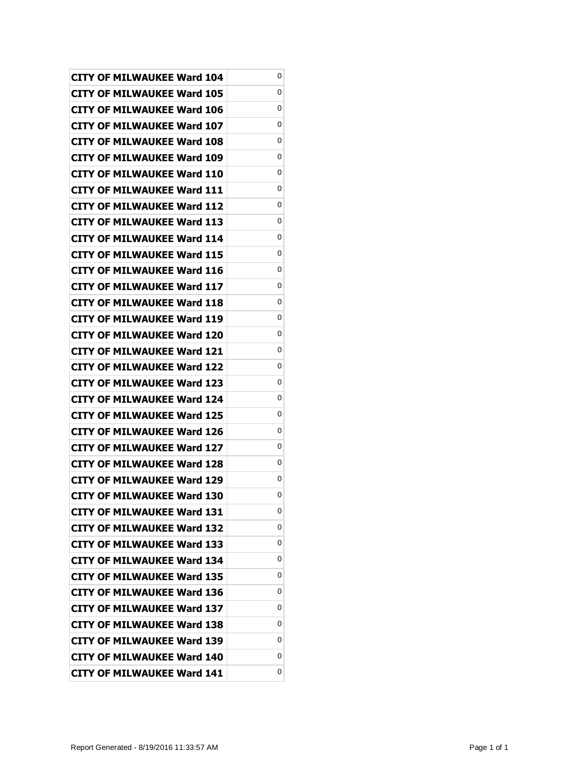| | |
|---|---|
| CITY OF MILWAUKEE Ward 104 | 0 |
| CITY OF MILWAUKEE Ward 105 | 0 |
| CITY OF MILWAUKEE Ward 106 | 0 |
| CITY OF MILWAUKEE Ward 107 | 0 |
| CITY OF MILWAUKEE Ward 108 | 0 |
| CITY OF MILWAUKEE Ward 109 | 0 |
| CITY OF MILWAUKEE Ward 110 | 0 |
| CITY OF MILWAUKEE Ward 111 | 0 |
| CITY OF MILWAUKEE Ward 112 | 0 |
| CITY OF MILWAUKEE Ward 113 | 0 |
| CITY OF MILWAUKEE Ward 114 | 0 |
| CITY OF MILWAUKEE Ward 115 | 0 |
| CITY OF MILWAUKEE Ward 116 | 0 |
| CITY OF MILWAUKEE Ward 117 | 0 |
| CITY OF MILWAUKEE Ward 118 | 0 |
| CITY OF MILWAUKEE Ward 119 | 0 |
| CITY OF MILWAUKEE Ward 120 | 0 |
| CITY OF MILWAUKEE Ward 121 | 0 |
| CITY OF MILWAUKEE Ward 122 | 0 |
| CITY OF MILWAUKEE Ward 123 | 0 |
| CITY OF MILWAUKEE Ward 124 | 0 |
| CITY OF MILWAUKEE Ward 125 | 0 |
| CITY OF MILWAUKEE Ward 126 | 0 |
| CITY OF MILWAUKEE Ward 127 | 0 |
| CITY OF MILWAUKEE Ward 128 | 0 |
| CITY OF MILWAUKEE Ward 129 | 0 |
| CITY OF MILWAUKEE Ward 130 | 0 |
| CITY OF MILWAUKEE Ward 131 | 0 |
| CITY OF MILWAUKEE Ward 132 | 0 |
| CITY OF MILWAUKEE Ward 133 | 0 |
| CITY OF MILWAUKEE Ward 134 | 0 |
| CITY OF MILWAUKEE Ward 135 | 0 |
| CITY OF MILWAUKEE Ward 136 | 0 |
| CITY OF MILWAUKEE Ward 137 | 0 |
| CITY OF MILWAUKEE Ward 138 | 0 |
| CITY OF MILWAUKEE Ward 139 | 0 |
| CITY OF MILWAUKEE Ward 140 | 0 |
| CITY OF MILWAUKEE Ward 141 | 0 |

Report Generated - 8/19/2016 11:33:57 AM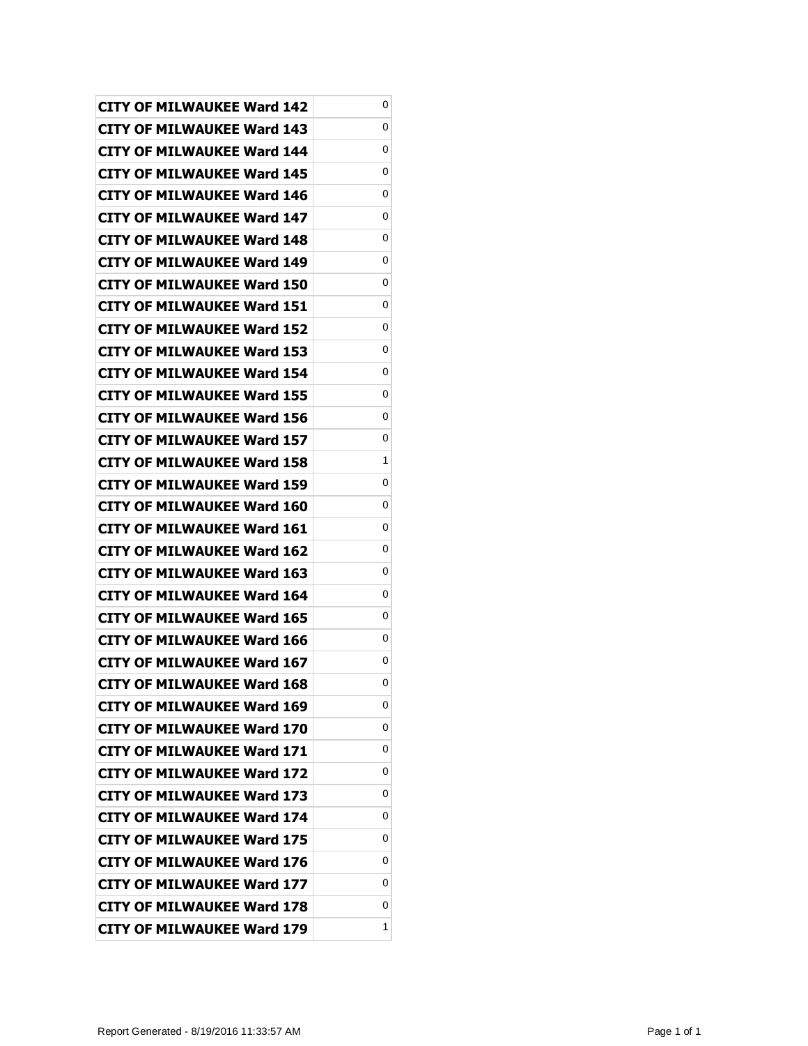| | |
|---|---|
| **CITY OF MILWAUKEE Ward 142** | 0 |
| **CITY OF MILWAUKEE Ward 143** | 0 |
| **CITY OF MILWAUKEE Ward 144** | 0 |
| **CITY OF MILWAUKEE Ward 145** | 0 |
| **CITY OF MILWAUKEE Ward 146** | 0 |
| **CITY OF MILWAUKEE Ward 147** | 0 |
| **CITY OF MILWAUKEE Ward 148** | 0 |
| **CITY OF MILWAUKEE Ward 149** | 0 |
| **CITY OF MILWAUKEE Ward 150** | 0 |
| **CITY OF MILWAUKEE Ward 151** | 0 |
| **CITY OF MILWAUKEE Ward 152** | 0 |
| **CITY OF MILWAUKEE Ward 153** | 0 |
| **CITY OF MILWAUKEE Ward 154** | 0 |
| **CITY OF MILWAUKEE Ward 155** | 0 |
| **CITY OF MILWAUKEE Ward 156** | 0 |
| **CITY OF MILWAUKEE Ward 157** | 0 |
| **CITY OF MILWAUKEE Ward 158** | 1 |
| **CITY OF MILWAUKEE Ward 159** | 0 |
| **CITY OF MILWAUKEE Ward 160** | 0 |
| **CITY OF MILWAUKEE Ward 161** | 0 |
| **CITY OF MILWAUKEE Ward 162** | 0 |
| **CITY OF MILWAUKEE Ward 163** | 0 |
| **CITY OF MILWAUKEE Ward 164** | 0 |
| **CITY OF MILWAUKEE Ward 165** | 0 |
| **CITY OF MILWAUKEE Ward 166** | 0 |
| **CITY OF MILWAUKEE Ward 167** | 0 |
| **CITY OF MILWAUKEE Ward 168** | 0 |
| **CITY OF MILWAUKEE Ward 169** | 0 |
| **CITY OF MILWAUKEE Ward 170** | 0 |
| **CITY OF MILWAUKEE Ward 171** | 0 |
| **CITY OF MILWAUKEE Ward 172** | 0 |
| **CITY OF MILWAUKEE Ward 173** | 0 |
| **CITY OF MILWAUKEE Ward 174** | 0 |
| **CITY OF MILWAUKEE Ward 175** | 0 |
| **CITY OF MILWAUKEE Ward 176** | 0 |
| **CITY OF MILWAUKEE Ward 177** | 0 |
| **CITY OF MILWAUKEE Ward 178** | 0 |
| **CITY OF MILWAUKEE Ward 179** | 1 |

Report Generated - 8/19/2016 11:33:57 AM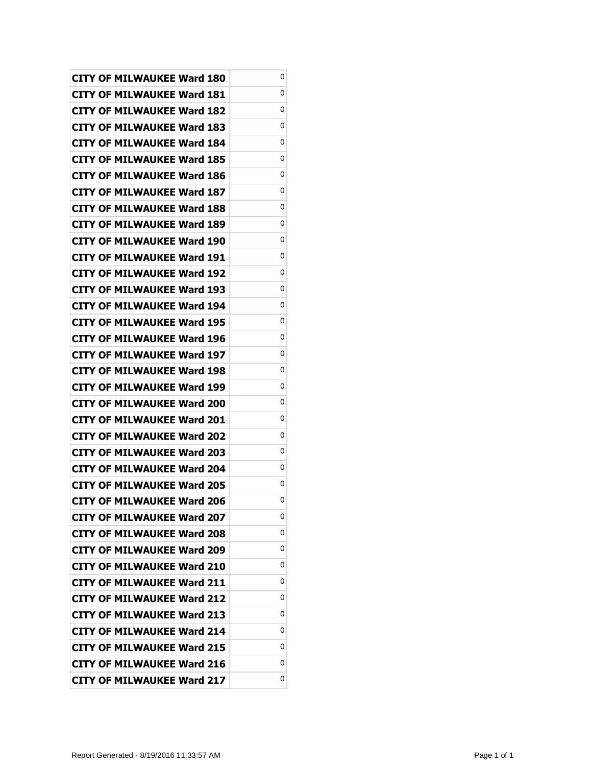| | |
|---|---|
| **CITY OF MILWAUKEE Ward 180** | 0 |
| **CITY OF MILWAUKEE Ward 181** | 0 |
| **CITY OF MILWAUKEE Ward 182** | 0 |
| **CITY OF MILWAUKEE Ward 183** | 0 |
| **CITY OF MILWAUKEE Ward 184** | 0 |
| **CITY OF MILWAUKEE Ward 185** | 0 |
| **CITY OF MILWAUKEE Ward 186** | 0 |
| **CITY OF MILWAUKEE Ward 187** | 0 |
| **CITY OF MILWAUKEE Ward 188** | 0 |
| **CITY OF MILWAUKEE Ward 189** | 0 |
| **CITY OF MILWAUKEE Ward 190** | 0 |
| **CITY OF MILWAUKEE Ward 191** | 0 |
| **CITY OF MILWAUKEE Ward 192** | 0 |
| **CITY OF MILWAUKEE Ward 193** | 0 |
| **CITY OF MILWAUKEE Ward 194** | 0 |
| **CITY OF MILWAUKEE Ward 195** | 0 |
| **CITY OF MILWAUKEE Ward 196** | 0 |
| **CITY OF MILWAUKEE Ward 197** | 0 |
| **CITY OF MILWAUKEE Ward 198** | 0 |
| **CITY OF MILWAUKEE Ward 199** | 0 |
| **CITY OF MILWAUKEE Ward 200** | 0 |
| **CITY OF MILWAUKEE Ward 201** | 0 |
| **CITY OF MILWAUKEE Ward 202** | 0 |
| **CITY OF MILWAUKEE Ward 203** | 0 |
| **CITY OF MILWAUKEE Ward 204** | 0 |
| **CITY OF MILWAUKEE Ward 205** | 0 |
| **CITY OF MILWAUKEE Ward 206** | 0 |
| **CITY OF MILWAUKEE Ward 207** | 0 |
| **CITY OF MILWAUKEE Ward 208** | 0 |
| **CITY OF MILWAUKEE Ward 209** | 0 |
| **CITY OF MILWAUKEE Ward 210** | 0 |
| **CITY OF MILWAUKEE Ward 211** | 0 |
| **CITY OF MILWAUKEE Ward 212** | 0 |
| **CITY OF MILWAUKEE Ward 213** | 0 |
| **CITY OF MILWAUKEE Ward 214** | 0 |
| **CITY OF MILWAUKEE Ward 215** | 0 |
| **CITY OF MILWAUKEE Ward 216** | 0 |
| **CITY OF MILWAUKEE Ward 217** | 0 |

Report Generated - 8/19/2016 11:33:57 AM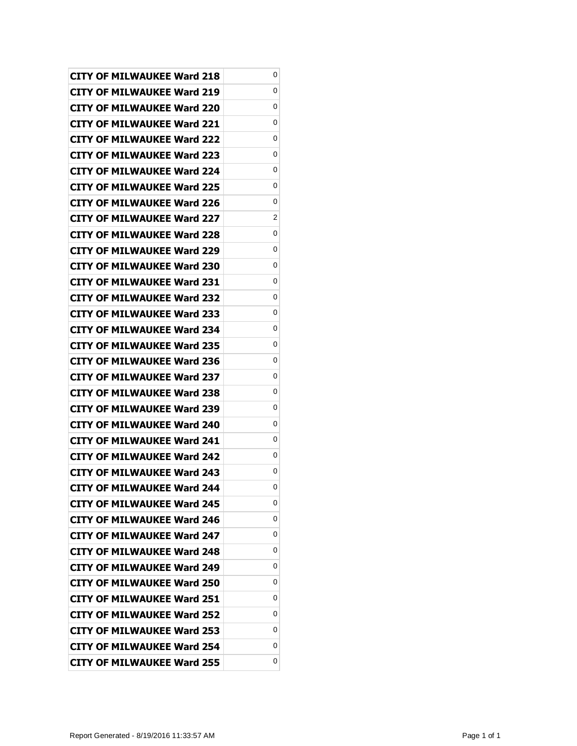| | |
|---|---|
| **CITY OF MILWAUKEE Ward 218** | 0 |
| **CITY OF MILWAUKEE Ward 219** | 0 |
| **CITY OF MILWAUKEE Ward 220** | 0 |
| **CITY OF MILWAUKEE Ward 221** | 0 |
| **CITY OF MILWAUKEE Ward 222** | 0 |
| **CITY OF MILWAUKEE Ward 223** | 0 |
| **CITY OF MILWAUKEE Ward 224** | 0 |
| **CITY OF MILWAUKEE Ward 225** | 0 |
| **CITY OF MILWAUKEE Ward 226** | 0 |
| **CITY OF MILWAUKEE Ward 227** | 2 |
| **CITY OF MILWAUKEE Ward 228** | 0 |
| **CITY OF MILWAUKEE Ward 229** | 0 |
| **CITY OF MILWAUKEE Ward 230** | 0 |
| **CITY OF MILWAUKEE Ward 231** | 0 |
| **CITY OF MILWAUKEE Ward 232** | 0 |
| **CITY OF MILWAUKEE Ward 233** | 0 |
| **CITY OF MILWAUKEE Ward 234** | 0 |
| **CITY OF MILWAUKEE Ward 235** | 0 |
| **CITY OF MILWAUKEE Ward 236** | 0 |
| **CITY OF MILWAUKEE Ward 237** | 0 |
| **CITY OF MILWAUKEE Ward 238** | 0 |
| **CITY OF MILWAUKEE Ward 239** | 0 |
| **CITY OF MILWAUKEE Ward 240** | 0 |
| **CITY OF MILWAUKEE Ward 241** | 0 |
| **CITY OF MILWAUKEE Ward 242** | 0 |
| **CITY OF MILWAUKEE Ward 243** | 0 |
| **CITY OF MILWAUKEE Ward 244** | 0 |
| **CITY OF MILWAUKEE Ward 245** | 0 |
| **CITY OF MILWAUKEE Ward 246** | 0 |
| **CITY OF MILWAUKEE Ward 247** | 0 |
| **CITY OF MILWAUKEE Ward 248** | 0 |
| **CITY OF MILWAUKEE Ward 249** | 0 |
| **CITY OF MILWAUKEE Ward 250** | 0 |
| **CITY OF MILWAUKEE Ward 251** | 0 |
| **CITY OF MILWAUKEE Ward 252** | 0 |
| **CITY OF MILWAUKEE Ward 253** | 0 |
| **CITY OF MILWAUKEE Ward 254** | 0 |
| **CITY OF MILWAUKEE Ward 255** | 0 |

Report Generated - 8/19/2016 11:33:57 AM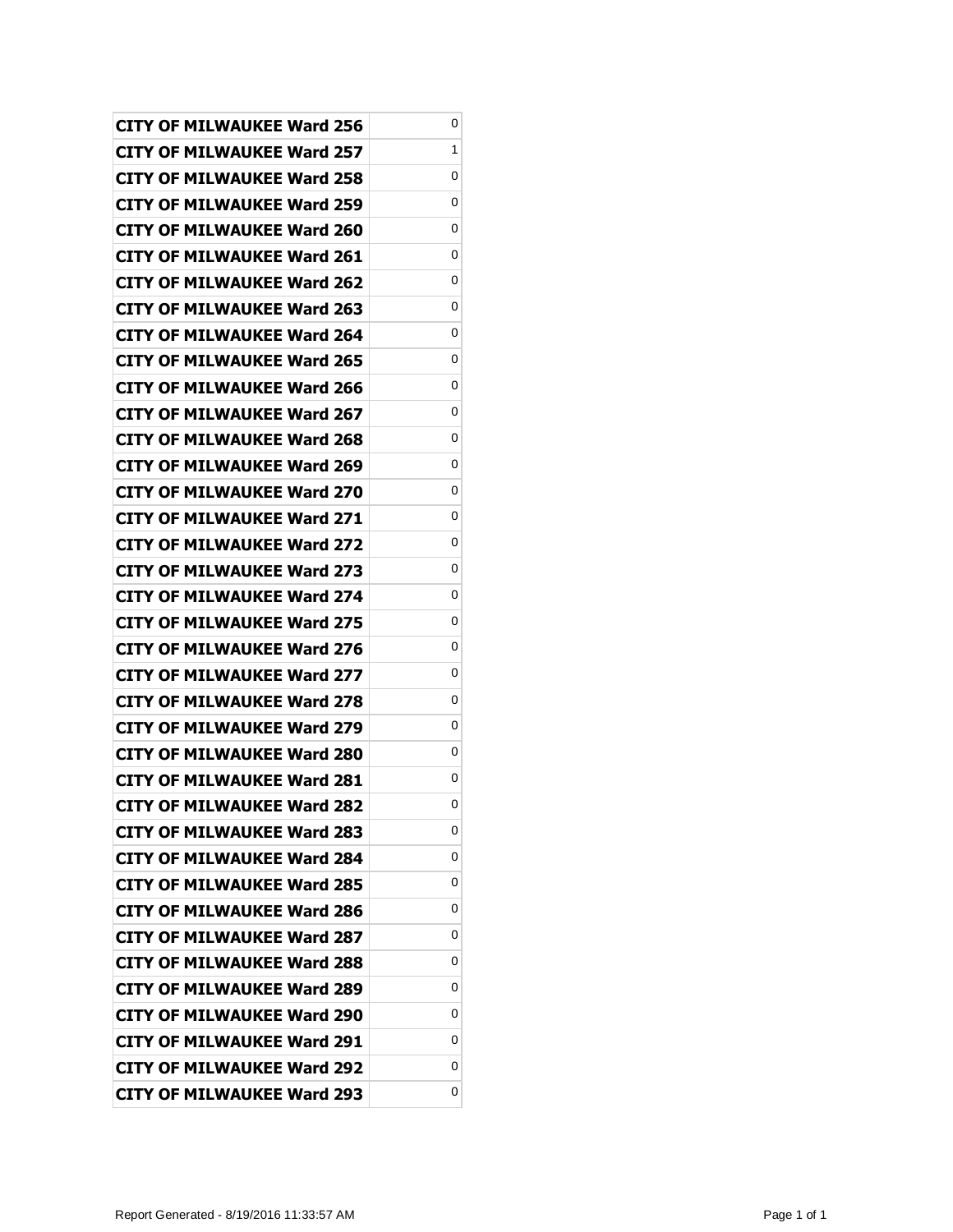| | |
|---|---|
| CITY OF MILWAUKEE Ward 256 | 0 |
| CITY OF MILWAUKEE Ward 257 | 1 |
| CITY OF MILWAUKEE Ward 258 | 0 |
| CITY OF MILWAUKEE Ward 259 | 0 |
| CITY OF MILWAUKEE Ward 260 | 0 |
| CITY OF MILWAUKEE Ward 261 | 0 |
| CITY OF MILWAUKEE Ward 262 | 0 |
| CITY OF MILWAUKEE Ward 263 | 0 |
| CITY OF MILWAUKEE Ward 264 | 0 |
| CITY OF MILWAUKEE Ward 265 | 0 |
| CITY OF MILWAUKEE Ward 266 | 0 |
| CITY OF MILWAUKEE Ward 267 | 0 |
| CITY OF MILWAUKEE Ward 268 | 0 |
| CITY OF MILWAUKEE Ward 269 | 0 |
| CITY OF MILWAUKEE Ward 270 | 0 |
| CITY OF MILWAUKEE Ward 271 | 0 |
| CITY OF MILWAUKEE Ward 272 | 0 |
| CITY OF MILWAUKEE Ward 273 | 0 |
| CITY OF MILWAUKEE Ward 274 | 0 |
| CITY OF MILWAUKEE Ward 275 | 0 |
| CITY OF MILWAUKEE Ward 276 | 0 |
| CITY OF MILWAUKEE Ward 277 | 0 |
| CITY OF MILWAUKEE Ward 278 | 0 |
| CITY OF MILWAUKEE Ward 279 | 0 |
| CITY OF MILWAUKEE Ward 280 | 0 |
| CITY OF MILWAUKEE Ward 281 | 0 |
| CITY OF MILWAUKEE Ward 282 | 0 |
| CITY OF MILWAUKEE Ward 283 | 0 |
| CITY OF MILWAUKEE Ward 284 | 0 |
| CITY OF MILWAUKEE Ward 285 | 0 |
| CITY OF MILWAUKEE Ward 286 | 0 |
| CITY OF MILWAUKEE Ward 287 | 0 |
| CITY OF MILWAUKEE Ward 288 | 0 |
| CITY OF MILWAUKEE Ward 289 | 0 |
| CITY OF MILWAUKEE Ward 290 | 0 |
| CITY OF MILWAUKEE Ward 291 | 0 |
| CITY OF MILWAUKEE Ward 292 | 0 |
| CITY OF MILWAUKEE Ward 293 | 0 |

Report Generated - 8/19/2016 11:33:57 AM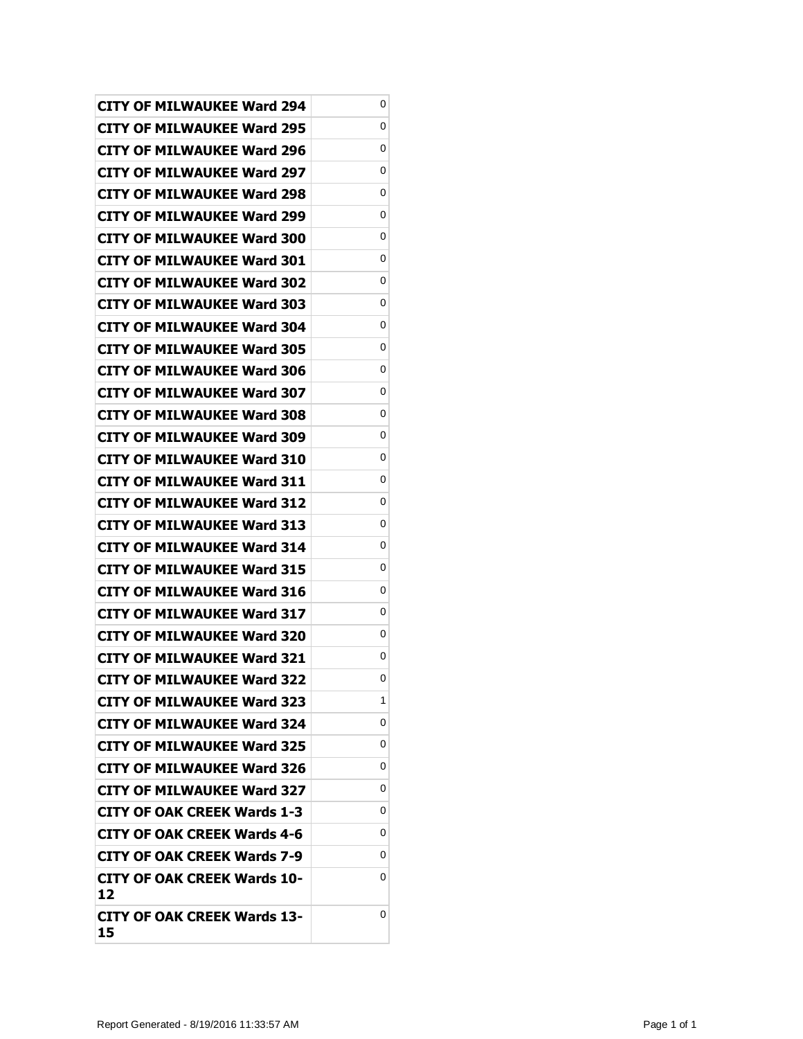| | |
|---|---|
| CITY OF MILWAUKEE Ward 294 | 0 |
| CITY OF MILWAUKEE Ward 295 | 0 |
| CITY OF MILWAUKEE Ward 296 | 0 |
| CITY OF MILWAUKEE Ward 297 | 0 |
| CITY OF MILWAUKEE Ward 298 | 0 |
| CITY OF MILWAUKEE Ward 299 | 0 |
| CITY OF MILWAUKEE Ward 300 | 0 |
| CITY OF MILWAUKEE Ward 301 | 0 |
| CITY OF MILWAUKEE Ward 302 | 0 |
| CITY OF MILWAUKEE Ward 303 | 0 |
| CITY OF MILWAUKEE Ward 304 | 0 |
| CITY OF MILWAUKEE Ward 305 | 0 |
| CITY OF MILWAUKEE Ward 306 | 0 |
| CITY OF MILWAUKEE Ward 307 | 0 |
| CITY OF MILWAUKEE Ward 308 | 0 |
| CITY OF MILWAUKEE Ward 309 | 0 |
| CITY OF MILWAUKEE Ward 310 | 0 |
| CITY OF MILWAUKEE Ward 311 | 0 |
| CITY OF MILWAUKEE Ward 312 | 0 |
| CITY OF MILWAUKEE Ward 313 | 0 |
| CITY OF MILWAUKEE Ward 314 | 0 |
| CITY OF MILWAUKEE Ward 315 | 0 |
| CITY OF MILWAUKEE Ward 316 | 0 |
| CITY OF MILWAUKEE Ward 317 | 0 |
| CITY OF MILWAUKEE Ward 320 | 0 |
| CITY OF MILWAUKEE Ward 321 | 0 |
| CITY OF MILWAUKEE Ward 322 | 0 |
| CITY OF MILWAUKEE Ward 323 | 1 |
| CITY OF MILWAUKEE Ward 324 | 0 |
| CITY OF MILWAUKEE Ward 325 | 0 |
| CITY OF MILWAUKEE Ward 326 | 0 |
| CITY OF MILWAUKEE Ward 327 | 0 |
| CITY OF OAK CREEK Wards 1-3 | 0 |
| CITY OF OAK CREEK Wards 4-6 | 0 |
| CITY OF OAK CREEK Wards 7-9 | 0 |
| CITY OF OAK CREEK Wards 10-12 | 0 |
| CITY OF OAK CREEK Wards 13-15 | 0 |

Report Generated - 8/19/2016 11:33:57 AM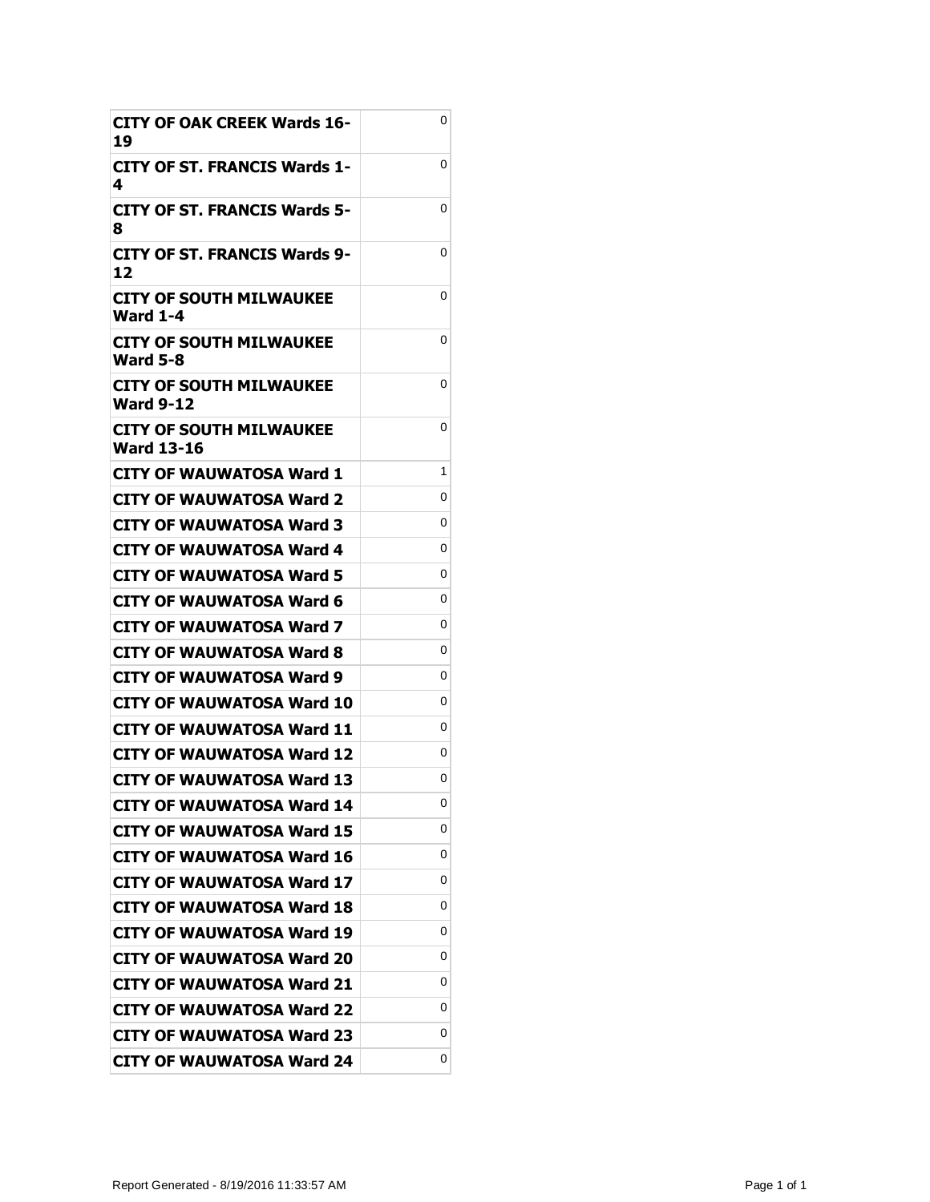| | |
|---|---|
| **CITY OF OAK CREEK Wards 16-19** | 0 |
| **CITY OF ST. FRANCIS Wards 1-4** | 0 |
| **CITY OF ST. FRANCIS Wards 5-8** | 0 |
| **CITY OF ST. FRANCIS Wards 9-12** | 0 |
| **CITY OF SOUTH MILWAUKEE Ward 1-4** | 0 |
| **CITY OF SOUTH MILWAUKEE Ward 5-8** | 0 |
| **CITY OF SOUTH MILWAUKEE Ward 9-12** | 0 |
| **CITY OF SOUTH MILWAUKEE Ward 13-16** | 0 |
| **CITY OF WAUWATOSA Ward 1** | 1 |
| **CITY OF WAUWATOSA Ward 2** | 0 |
| **CITY OF WAUWATOSA Ward 3** | 0 |
| **CITY OF WAUWATOSA Ward 4** | 0 |
| **CITY OF WAUWATOSA Ward 5** | 0 |
| **CITY OF WAUWATOSA Ward 6** | 0 |
| **CITY OF WAUWATOSA Ward 7** | 0 |
| **CITY OF WAUWATOSA Ward 8** | 0 |
| **CITY OF WAUWATOSA Ward 9** | 0 |
| **CITY OF WAUWATOSA Ward 10** | 0 |
| **CITY OF WAUWATOSA Ward 11** | 0 |
| **CITY OF WAUWATOSA Ward 12** | 0 |
| **CITY OF WAUWATOSA Ward 13** | 0 |
| **CITY OF WAUWATOSA Ward 14** | 0 |
| **CITY OF WAUWATOSA Ward 15** | 0 |
| **CITY OF WAUWATOSA Ward 16** | 0 |
| **CITY OF WAUWATOSA Ward 17** | 0 |
| **CITY OF WAUWATOSA Ward 18** | 0 |
| **CITY OF WAUWATOSA Ward 19** | 0 |
| **CITY OF WAUWATOSA Ward 20** | 0 |
| **CITY OF WAUWATOSA Ward 21** | 0 |
| **CITY OF WAUWATOSA Ward 22** | 0 |
| **CITY OF WAUWATOSA Ward 23** | 0 |
| **CITY OF WAUWATOSA Ward 24** | 0 |

Report Generated - 8/19/2016 11:33:57 AM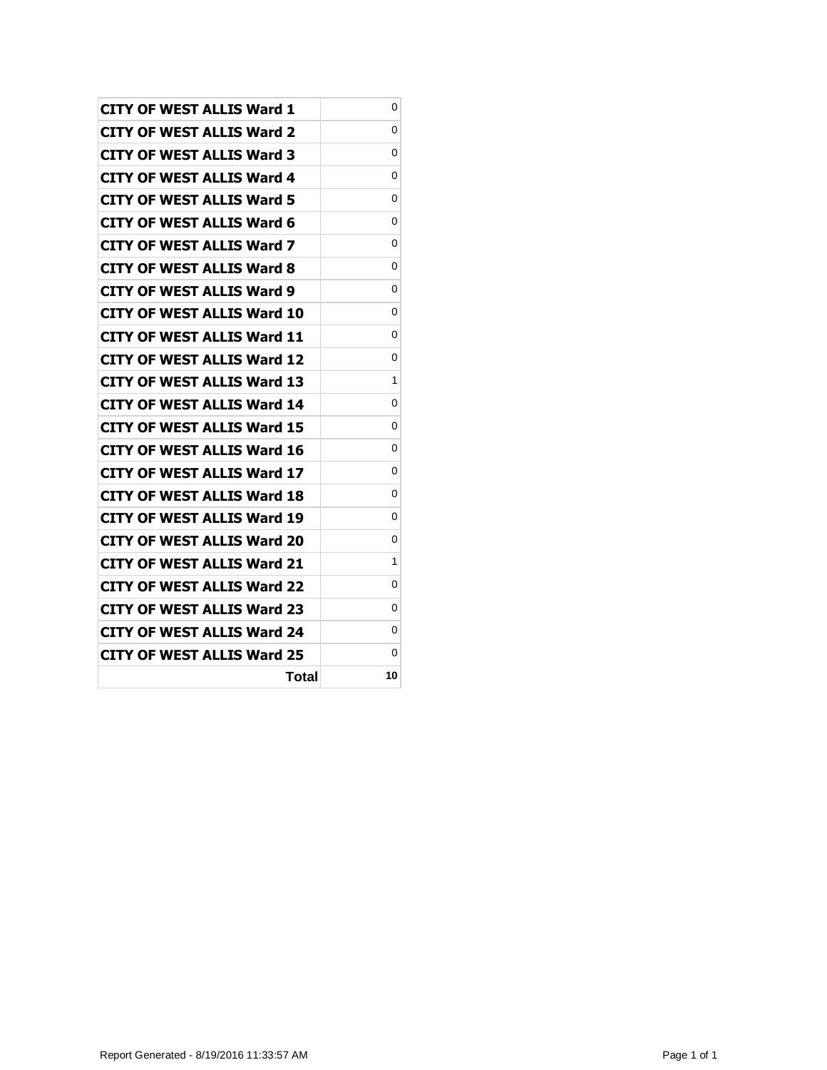| | |
|---|---|
| **CITY OF WEST ALLIS Ward 1** | 0 |
| **CITY OF WEST ALLIS Ward 2** | 0 |
| **CITY OF WEST ALLIS Ward 3** | 0 |
| **CITY OF WEST ALLIS Ward 4** | 0 |
| **CITY OF WEST ALLIS Ward 5** | 0 |
| **CITY OF WEST ALLIS Ward 6** | 0 |
| **CITY OF WEST ALLIS Ward 7** | 0 |
| **CITY OF WEST ALLIS Ward 8** | 0 |
| **CITY OF WEST ALLIS Ward 9** | 0 |
| **CITY OF WEST ALLIS Ward 10** | 0 |
| **CITY OF WEST ALLIS Ward 11** | 0 |
| **CITY OF WEST ALLIS Ward 12** | 0 |
| **CITY OF WEST ALLIS Ward 13** | 1 |
| **CITY OF WEST ALLIS Ward 14** | 0 |
| **CITY OF WEST ALLIS Ward 15** | 0 |
| **CITY OF WEST ALLIS Ward 16** | 0 |
| **CITY OF WEST ALLIS Ward 17** | 0 |
| **CITY OF WEST ALLIS Ward 18** | 0 |
| **CITY OF WEST ALLIS Ward 19** | 0 |
| **CITY OF WEST ALLIS Ward 20** | 0 |
| **CITY OF WEST ALLIS Ward 21** | 1 |
| **CITY OF WEST ALLIS Ward 22** | 0 |
| **CITY OF WEST ALLIS Ward 23** | 0 |
| **CITY OF WEST ALLIS Ward 24** | 0 |
| **CITY OF WEST ALLIS Ward 25** | 0 |
| **Total** | **10** |

Report Generated - 8/19/2016 11:33:57 AM